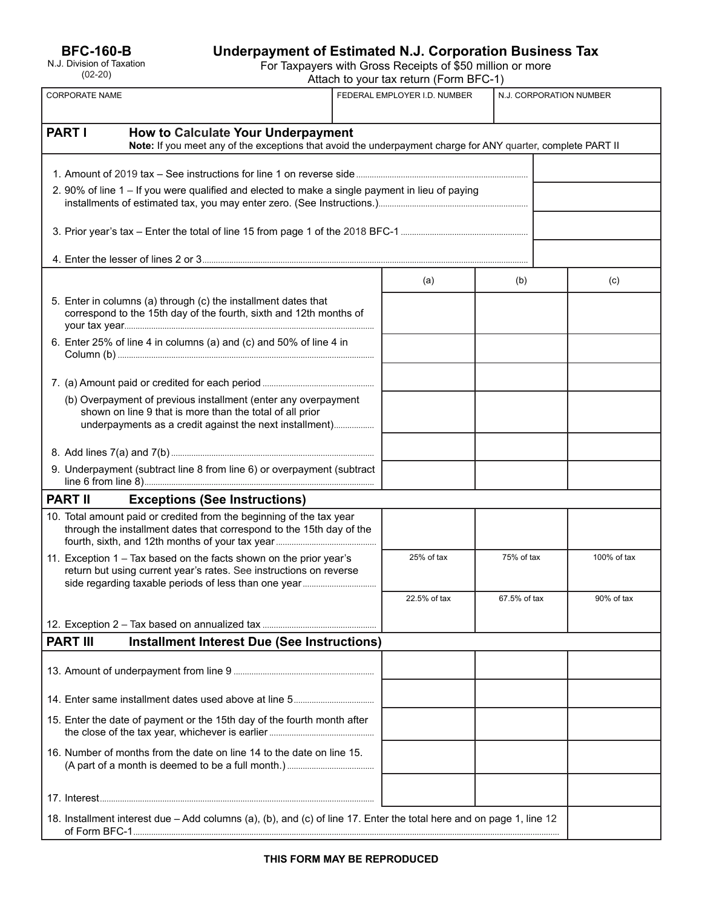**BFC-160-B**
N.J. Division of Taxation
(02-20)

# Underpayment of Estimated N.J. Corporation Business Tax

For Taxpayers with Gross Receipts of $50 million or more
Attach to your tax return (Form BFC-1)

| CORPORATE NAME | FEDERAL EMPLOYER I.D. NUMBER | N.J. CORPORATION NUMBER |
|---|---|---|
| | | |

## PART I How to Calculate Your Underpayment

**Note:** If you meet any of the exceptions that avoid the underpayment charge for ANY quarter, complete PART II

| | |
|---|---|
| 1. Amount of 2019 tax – See instructions for line 1 on reverse side | |
| 2. 90% of line 1 – If you were qualified and elected to make a single payment in lieu of paying installments of estimated tax, you may enter zero. (See Instructions.) | |
| 3. Prior year's tax – Enter the total of line 15 from page 1 of the 2018 BFC-1 | |
| 4. Enter the lesser of lines 2 or 3 | |

| | (a) | (b) | (c) |
|---|---|---|---|
| 5. Enter in columns (a) through (c) the installment dates that correspond to the 15th day of the fourth, sixth and 12th months of your tax year | | | |
| 6. Enter 25% of line 4 in columns (a) and (c) and 50% of line 4 in Column (b) | | | |
| 7. (a) Amount paid or credited for each period | | | |
| (b) Overpayment of previous installment (enter any overpayment shown on line 9 that is more than the total of all prior underpayments as a credit against the next installment) | | | |
| 8. Add lines 7(a) and 7(b) | | | |
| 9. Underpayment (subtract line 8 from line 6) or overpayment (subtract line 6 from line 8) | | | |

## PART II Exceptions (See Instructions)

| | (a) | (b) | (c) |
|---|---|---|---|
| 10. Total amount paid or credited from the beginning of the tax year through the installment dates that correspond to the 15th day of the fourth, sixth, and 12th months of your tax year | | | |
| 11. Exception 1 – Tax based on the facts shown on the prior year's return but using current year's rates. See instructions on reverse side regarding taxable periods of less than one year | 25% of tax | 75% of tax | 100% of tax |
| 12. Exception 2 – Tax based on annualized tax | 22.5% of tax | 67.5% of tax | 90% of tax |

## PART III Installment Interest Due (See Instructions)

| | (a) | (b) | (c) |
|---|---|---|---|
| 13. Amount of underpayment from line 9 | | | |
| 14. Enter same installment dates used above at line 5 | | | |
| 15. Enter the date of payment or the 15th day of the fourth month after the close of the tax year, whichever is earlier | | | |
| 16. Number of months from the date on line 14 to the date on line 15. (A part of a month is deemed to be a full month.) | | | |
| 17. Interest | | | |

| | |
|---|---|
| 18. Installment interest due – Add columns (a), (b), and (c) of line 17. Enter the total here and on page 1, line 12 of Form BFC-1 | |

**THIS FORM MAY BE REPRODUCED**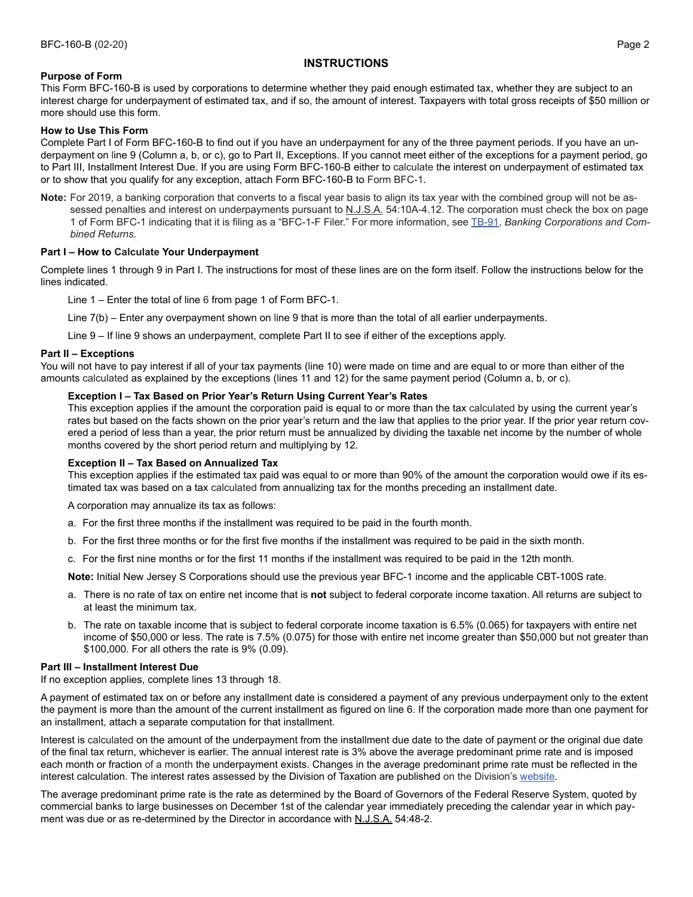# INSTRUCTIONS

**Purpose of Form**

This Form BFC-160-B is used by corporations to determine whether they paid enough estimated tax, whether they are subject to an interest charge for underpayment of estimated tax, and if so, the amount of interest. Taxpayers with total gross receipts of $50 million or more should use this form.

**How to Use This Form**

Complete Part I of Form BFC-160-B to find out if you have an underpayment for any of the three payment periods. If you have an underpayment on line 9 (Column a, b, or c), go to Part II, Exceptions. If you cannot meet either of the exceptions for a payment period, go to Part III, Installment Interest Due. If you are using Form BFC-160-B either to calculate the interest on underpayment of estimated tax or to show that you qualify for any exception, attach Form BFC-160-B to Form BFC-1.

**Note:** For 2019, a banking corporation that converts to a fiscal year basis to align its tax year with the combined group will not be assessed penalties and interest on underpayments pursuant to N.J.S.A. 54:10A-4.12. The corporation must check the box on page 1 of Form BFC-1 indicating that it is filing as a "BFC-1-F Filer." For more information, see TB-91, *Banking Corporations and Combined Returns*.

**Part I – How to Calculate Your Underpayment**

Complete lines 1 through 9 in Part I. The instructions for most of these lines are on the form itself. Follow the instructions below for the lines indicated.

Line 1 – Enter the total of line 6 from page 1 of Form BFC-1.

Line 7(b) – Enter any overpayment shown on line 9 that is more than the total of all earlier underpayments.

Line 9 – If line 9 shows an underpayment, complete Part II to see if either of the exceptions apply.

**Part II – Exceptions**

You will not have to pay interest if all of your tax payments (line 10) were made on time and are equal to or more than either of the amounts calculated as explained by the exceptions (lines 11 and 12) for the same payment period (Column a, b, or c).

**Exception I – Tax Based on Prior Year's Return Using Current Year's Rates**

This exception applies if the amount the corporation paid is equal to or more than the tax calculated by using the current year's rates but based on the facts shown on the prior year's return and the law that applies to the prior year. If the prior year return covered a period of less than a year, the prior return must be annualized by dividing the taxable net income by the number of whole months covered by the short period return and multiplying by 12.

**Exception II – Tax Based on Annualized Tax**

This exception applies if the estimated tax paid was equal to or more than 90% of the amount the corporation would owe if its estimated tax was based on a tax calculated from annualizing tax for the months preceding an installment date.

A corporation may annualize its tax as follows:

a. For the first three months if the installment was required to be paid in the fourth month.

b. For the first three months or for the first five months if the installment was required to be paid in the sixth month.

c. For the first nine months or for the first 11 months if the installment was required to be paid in the 12th month.

**Note:** Initial New Jersey S Corporations should use the previous year BFC-1 income and the applicable CBT-100S rate.

a. There is no rate of tax on entire net income that is **not** subject to federal corporate income taxation. All returns are subject to at least the minimum tax.

b. The rate on taxable income that is subject to federal corporate income taxation is 6.5% (0.065) for taxpayers with entire net income of $50,000 or less. The rate is 7.5% (0.075) for those with entire net income greater than $50,000 but not greater than $100,000. For all others the rate is 9% (0.09).

**Part III – Installment Interest Due**

If no exception applies, complete lines 13 through 18.

A payment of estimated tax on or before any installment date is considered a payment of any previous underpayment only to the extent the payment is more than the amount of the current installment as figured on line 6. If the corporation made more than one payment for an installment, attach a separate computation for that installment.

Interest is calculated on the amount of the underpayment from the installment due date to the date of payment or the original due date of the final tax return, whichever is earlier. The annual interest rate is 3% above the average predominant prime rate and is imposed each month or fraction of a month the underpayment exists. Changes in the average predominant prime rate must be reflected in the interest calculation. The interest rates assessed by the Division of Taxation are published on the Division's website.

The average predominant prime rate is the rate as determined by the Board of Governors of the Federal Reserve System, quoted by commercial banks to large businesses on December 1st of the calendar year immediately preceding the calendar year in which payment was due or as re-determined by the Director in accordance with N.J.S.A. 54:48-2.